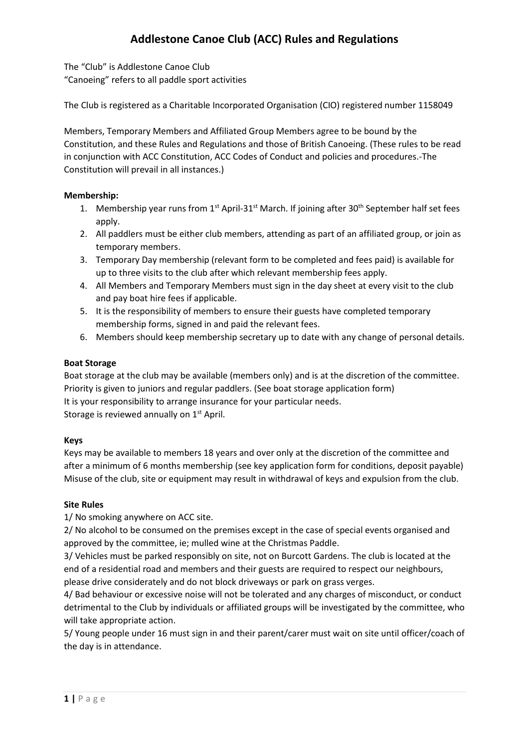# Addlestone Canoe Club (ACC) Rules and Regulations

The "Club" is Addlestone Canoe Club
"Canoeing" refers to all paddle sport activities

The Club is registered as a Charitable Incorporated Organisation (CIO) registered number 1158049

Members, Temporary Members and Affiliated Group Members agree to be bound by the Constitution, and these Rules and Regulations and those of British Canoeing. (These rules to be read in conjunction with ACC Constitution, ACC Codes of Conduct and policies and procedures.-The Constitution will prevail in all instances.)

**Membership:**

1. Membership year runs from 1st April-31st March. If joining after 30th September half set fees apply.
2. All paddlers must be either club members, attending as part of an affiliated group, or join as temporary members.
3. Temporary Day membership (relevant form to be completed and fees paid) is available for up to three visits to the club after which relevant membership fees apply.
4. All Members and Temporary Members must sign in the day sheet at every visit to the club and pay boat hire fees if applicable.
5. It is the responsibility of members to ensure their guests have completed temporary membership forms, signed in and paid the relevant fees.
6. Members should keep membership secretary up to date with any change of personal details.

**Boat Storage**

Boat storage at the club may be available (members only) and is at the discretion of the committee.
Priority is given to juniors and regular paddlers. (See boat storage application form)
It is your responsibility to arrange insurance for your particular needs.
Storage is reviewed annually on 1st April.

**Keys**

Keys may be available to members 18 years and over only at the discretion of the committee and after a minimum of 6 months membership (see key application form for conditions, deposit payable)
Misuse of the club, site or equipment may result in withdrawal of keys and expulsion from the club.

**Site Rules**

1/ No smoking anywhere on ACC site.

2/ No alcohol to be consumed on the premises except in the case of special events organised and approved by the committee, ie; mulled wine at the Christmas Paddle.

3/ Vehicles must be parked responsibly on site, not on Burcott Gardens. The club is located at the end of a residential road and members and their guests are required to respect our neighbours, please drive considerately and do not block driveways or park on grass verges.

4/ Bad behaviour or excessive noise will not be tolerated and any charges of misconduct, or conduct detrimental to the Club by individuals or affiliated groups will be investigated by the committee, who will take appropriate action.

5/ Young people under 16 must sign in and their parent/carer must wait on site until officer/coach of the day is in attendance.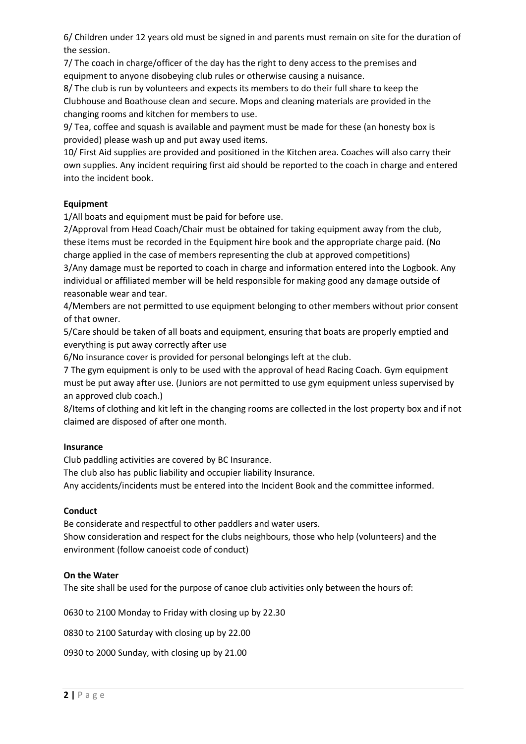6/ Children under 12 years old must be signed in and parents must remain on site for the duration of the session.

7/ The coach in charge/officer of the day has the right to deny access to the premises and equipment to anyone disobeying club rules or otherwise causing a nuisance.

8/ The club is run by volunteers and expects its members to do their full share to keep the Clubhouse and Boathouse clean and secure. Mops and cleaning materials are provided in the changing rooms and kitchen for members to use.

9/ Tea, coffee and squash is available and payment must be made for these (an honesty box is provided) please wash up and put away used items.

10/ First Aid supplies are provided and positioned in the Kitchen area. Coaches will also carry their own supplies. Any incident requiring first aid should be reported to the coach in charge and entered into the incident book.

**Equipment**

1/All boats and equipment must be paid for before use.

2/Approval from Head Coach/Chair must be obtained for taking equipment away from the club, these items must be recorded in the Equipment hire book and the appropriate charge paid. (No charge applied in the case of members representing the club at approved competitions)

3/Any damage must be reported to coach in charge and information entered into the Logbook. Any individual or affiliated member will be held responsible for making good any damage outside of reasonable wear and tear.

4/Members are not permitted to use equipment belonging to other members without prior consent of that owner.

5/Care should be taken of all boats and equipment, ensuring that boats are properly emptied and everything is put away correctly after use

6/No insurance cover is provided for personal belongings left at the club.

7 The gym equipment is only to be used with the approval of head Racing Coach. Gym equipment must be put away after use. (Juniors are not permitted to use gym equipment unless supervised by an approved club coach.)

8/Items of clothing and kit left in the changing rooms are collected in the lost property box and if not claimed are disposed of after one month.

**Insurance**

Club paddling activities are covered by BC Insurance.

The club also has public liability and occupier liability Insurance.

Any accidents/incidents must be entered into the Incident Book and the committee informed.

**Conduct**

Be considerate and respectful to other paddlers and water users.

Show consideration and respect for the clubs neighbours, those who help (volunteers) and the environment (follow canoeist code of conduct)

**On the Water**

The site shall be used for the purpose of canoe club activities only between the hours of:

0630 to 2100 Monday to Friday with closing up by 22.30

0830 to 2100 Saturday with closing up by 22.00

0930 to 2000 Sunday, with closing up by 21.00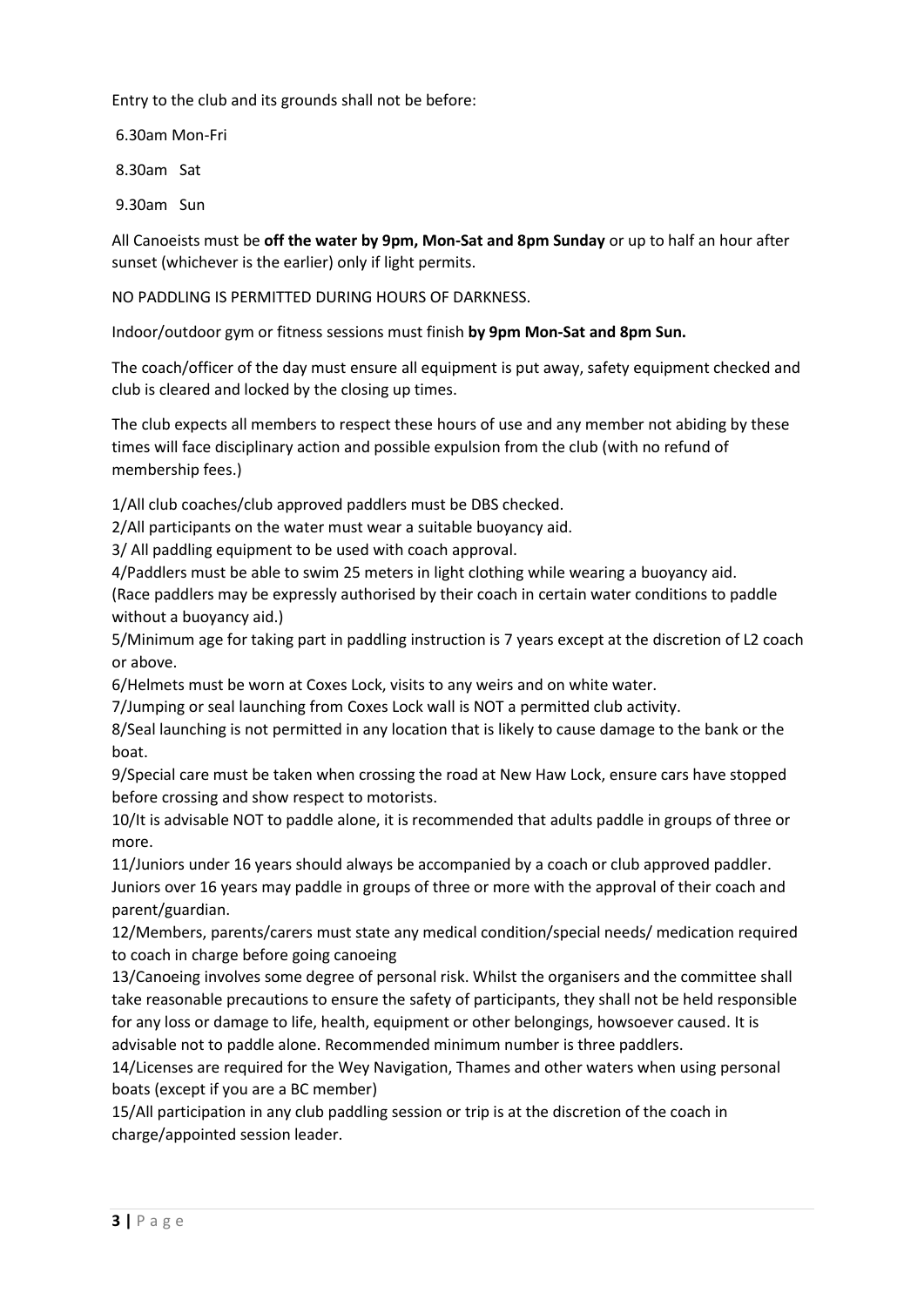Entry to the club and its grounds shall not be before:

6.30am Mon-Fri

8.30am Sat

9.30am Sun

All Canoeists must be **off the water by 9pm, Mon-Sat and 8pm Sunday** or up to half an hour after sunset (whichever is the earlier) only if light permits.

NO PADDLING IS PERMITTED DURING HOURS OF DARKNESS.

Indoor/outdoor gym or fitness sessions must finish **by 9pm Mon-Sat and 8pm Sun.**

The coach/officer of the day must ensure all equipment is put away, safety equipment checked and club is cleared and locked by the closing up times.

The club expects all members to respect these hours of use and any member not abiding by these times will face disciplinary action and possible expulsion from the club (with no refund of membership fees.)

1/All club coaches/club approved paddlers must be DBS checked.

2/All participants on the water must wear a suitable buoyancy aid.

3/ All paddling equipment to be used with coach approval.

4/Paddlers must be able to swim 25 meters in light clothing while wearing a buoyancy aid. (Race paddlers may be expressly authorised by their coach in certain water conditions to paddle without a buoyancy aid.)

5/Minimum age for taking part in paddling instruction is 7 years except at the discretion of L2 coach or above.

6/Helmets must be worn at Coxes Lock, visits to any weirs and on white water.

7/Jumping or seal launching from Coxes Lock wall is NOT a permitted club activity.

8/Seal launching is not permitted in any location that is likely to cause damage to the bank or the boat.

9/Special care must be taken when crossing the road at New Haw Lock, ensure cars have stopped before crossing and show respect to motorists.

10/It is advisable NOT to paddle alone, it is recommended that adults paddle in groups of three or more.

11/Juniors under 16 years should always be accompanied by a coach or club approved paddler. Juniors over 16 years may paddle in groups of three or more with the approval of their coach and parent/guardian.

12/Members, parents/carers must state any medical condition/special needs/ medication required to coach in charge before going canoeing

13/Canoeing involves some degree of personal risk. Whilst the organisers and the committee shall take reasonable precautions to ensure the safety of participants, they shall not be held responsible for any loss or damage to life, health, equipment or other belongings, howsoever caused. It is advisable not to paddle alone. Recommended minimum number is three paddlers.

14/Licenses are required for the Wey Navigation, Thames and other waters when using personal boats (except if you are a BC member)

15/All participation in any club paddling session or trip is at the discretion of the coach in charge/appointed session leader.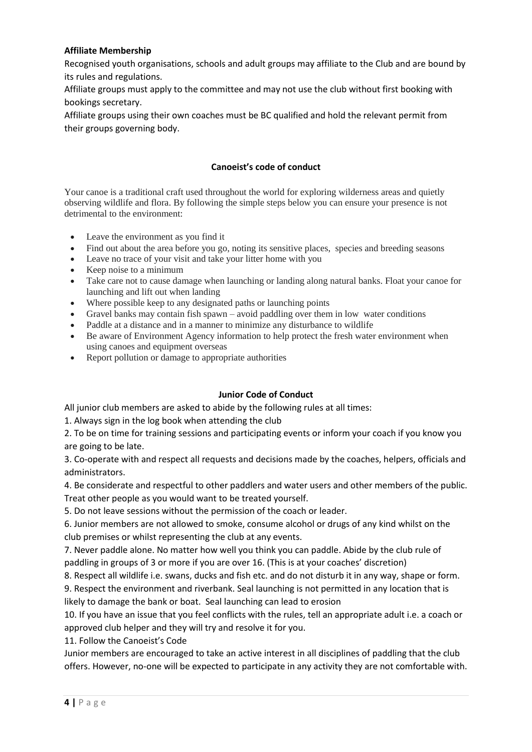**Affiliate Membership**

Recognised youth organisations, schools and adult groups may affiliate to the Club and are bound by its rules and regulations.

Affiliate groups must apply to the committee and may not use the club without first booking with bookings secretary.

Affiliate groups using their own coaches must be BC qualified and hold the relevant permit from their groups governing body.

## Canoeist's code of conduct

Your canoe is a traditional craft used throughout the world for exploring wilderness areas and quietly observing wildlife and flora. By following the simple steps below you can ensure your presence is not detrimental to the environment:

- Leave the environment as you find it
- Find out about the area before you go, noting its sensitive places, species and breeding seasons
- Leave no trace of your visit and take your litter home with you
- Keep noise to a minimum
- Take care not to cause damage when launching or landing along natural banks. Float your canoe for launching and lift out when landing
- Where possible keep to any designated paths or launching points
- Gravel banks may contain fish spawn – avoid paddling over them in low water conditions
- Paddle at a distance and in a manner to minimize any disturbance to wildlife
- Be aware of Environment Agency information to help protect the fresh water environment when using canoes and equipment overseas
- Report pollution or damage to appropriate authorities

## Junior Code of Conduct

All junior club members are asked to abide by the following rules at all times:

1. Always sign in the log book when attending the club
2. To be on time for training sessions and participating events or inform your coach if you know you are going to be late.
3. Co-operate with and respect all requests and decisions made by the coaches, helpers, officials and administrators.
4. Be considerate and respectful to other paddlers and water users and other members of the public. Treat other people as you would want to be treated yourself.
5. Do not leave sessions without the permission of the coach or leader.
6. Junior members are not allowed to smoke, consume alcohol or drugs of any kind whilst on the club premises or whilst representing the club at any events.
7. Never paddle alone. No matter how well you think you can paddle. Abide by the club rule of paddling in groups of 3 or more if you are over 16. (This is at your coaches' discretion)
8. Respect all wildlife i.e. swans, ducks and fish etc. and do not disturb it in any way, shape or form.
9. Respect the environment and riverbank. Seal launching is not permitted in any location that is likely to damage the bank or boat. Seal launching can lead to erosion
10. If you have an issue that you feel conflicts with the rules, tell an appropriate adult i.e. a coach or approved club helper and they will try and resolve it for you.
11. Follow the Canoeist's Code

Junior members are encouraged to take an active interest in all disciplines of paddling that the club offers. However, no-one will be expected to participate in any activity they are not comfortable with.